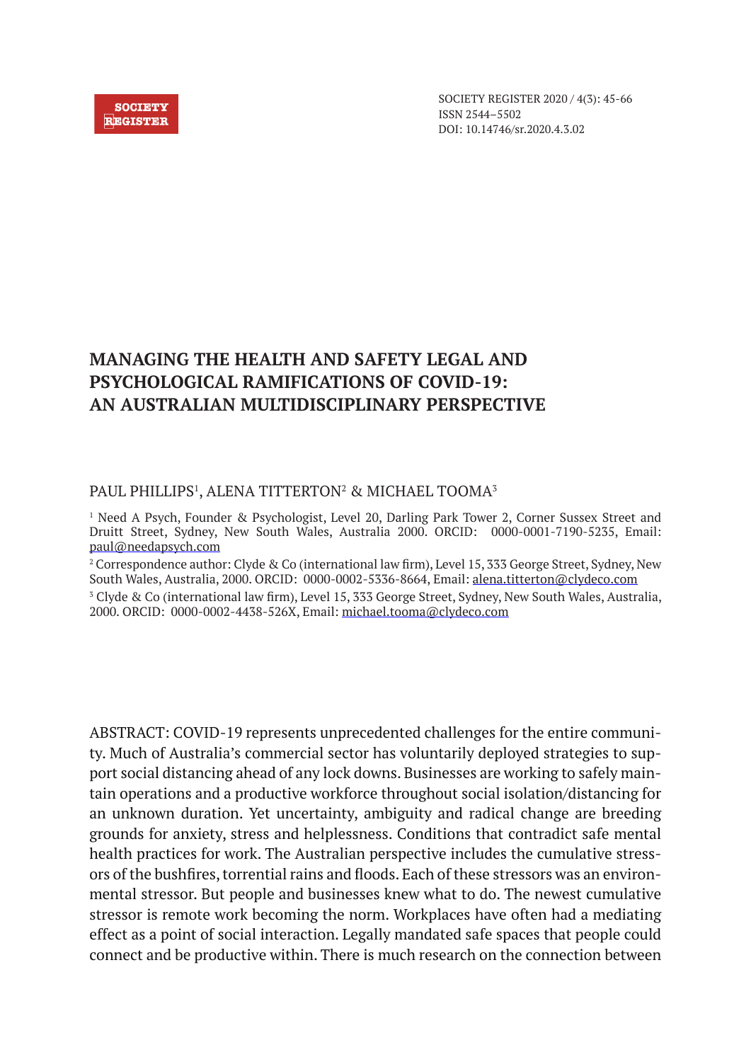# MANAGING THE HEALTH AND SAFETY LEGAL AND PSYCHOLOGICAL RAMIFICATIONS OF COVID-19: AN AUSTRALIAN MULTIDISCIPLINARY PERSPECTIVE

PAUL PHILLIPS[1], ALENA TITTERTON[2] & MICHAEL TOOMA[3]

[1] Need A Psych, Founder & Psychologist, Level 20, Darling Park Tower 2, Corner Sussex Street and Druitt Street, Sydney, New South Wales, Australia 2000. ORCID: 0000-0001-7190-5235, Email: paul@needapsych.com

[2] Correspondence author: Clyde & Co (international law firm), Level 15, 333 George Street, Sydney, New South Wales, Australia, 2000. ORCID: 0000-0002-5336-8664, Email: alena.titterton@clydeco.com

[3] Clyde & Co (international law firm), Level 15, 333 George Street, Sydney, New South Wales, Australia, 2000. ORCID: 0000-0002-4438-526X, Email: michael.tooma@clydeco.com

ABSTRACT: COVID-19 represents unprecedented challenges for the entire community. Much of Australia's commercial sector has voluntarily deployed strategies to support social distancing ahead of any lock downs. Businesses are working to safely maintain operations and a productive workforce throughout social isolation/distancing for an unknown duration. Yet uncertainty, ambiguity and radical change are breeding grounds for anxiety, stress and helplessness. Conditions that contradict safe mental health practices for work. The Australian perspective includes the cumulative stressors of the bushfires, torrential rains and floods. Each of these stressors was an environmental stressor. But people and businesses knew what to do. The newest cumulative stressor is remote work becoming the norm. Workplaces have often had a mediating effect as a point of social interaction. Legally mandated safe spaces that people could connect and be productive within. There is much research on the connection between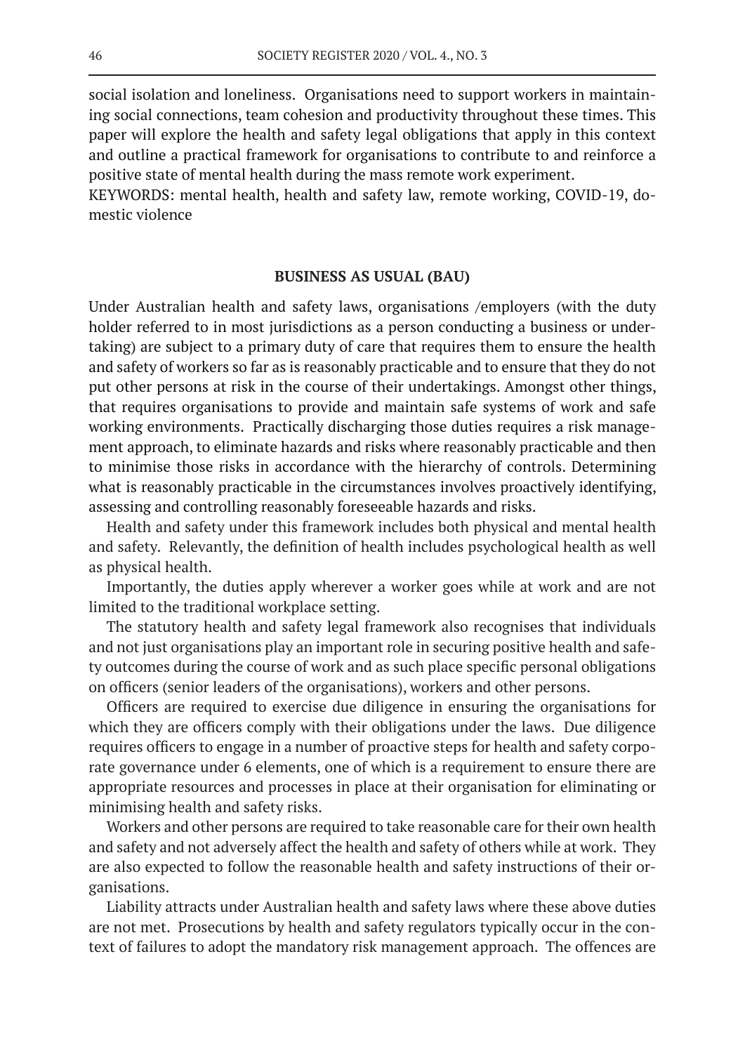social isolation and loneliness. Organisations need to support workers in maintaining social connections, team cohesion and productivity throughout these times. This paper will explore the health and safety legal obligations that apply in this context and outline a practical framework for organisations to contribute to and reinforce a positive state of mental health during the mass remote work experiment.

KEYWORDS: mental health, health and safety law, remote working, COVID-19, domestic violence

## BUSINESS AS USUAL (BAU)

Under Australian health and safety laws, organisations /employers (with the duty holder referred to in most jurisdictions as a person conducting a business or undertaking) are subject to a primary duty of care that requires them to ensure the health and safety of workers so far as is reasonably practicable and to ensure that they do not put other persons at risk in the course of their undertakings. Amongst other things, that requires organisations to provide and maintain safe systems of work and safe working environments. Practically discharging those duties requires a risk management approach, to eliminate hazards and risks where reasonably practicable and then to minimise those risks in accordance with the hierarchy of controls. Determining what is reasonably practicable in the circumstances involves proactively identifying, assessing and controlling reasonably foreseeable hazards and risks.

Health and safety under this framework includes both physical and mental health and safety. Relevantly, the definition of health includes psychological health as well as physical health.

Importantly, the duties apply wherever a worker goes while at work and are not limited to the traditional workplace setting.

The statutory health and safety legal framework also recognises that individuals and not just organisations play an important role in securing positive health and safety outcomes during the course of work and as such place specific personal obligations on officers (senior leaders of the organisations), workers and other persons.

Officers are required to exercise due diligence in ensuring the organisations for which they are officers comply with their obligations under the laws. Due diligence requires officers to engage in a number of proactive steps for health and safety corporate governance under 6 elements, one of which is a requirement to ensure there are appropriate resources and processes in place at their organisation for eliminating or minimising health and safety risks.

Workers and other persons are required to take reasonable care for their own health and safety and not adversely affect the health and safety of others while at work. They are also expected to follow the reasonable health and safety instructions of their organisations.

Liability attracts under Australian health and safety laws where these above duties are not met. Prosecutions by health and safety regulators typically occur in the context of failures to adopt the mandatory risk management approach. The offences are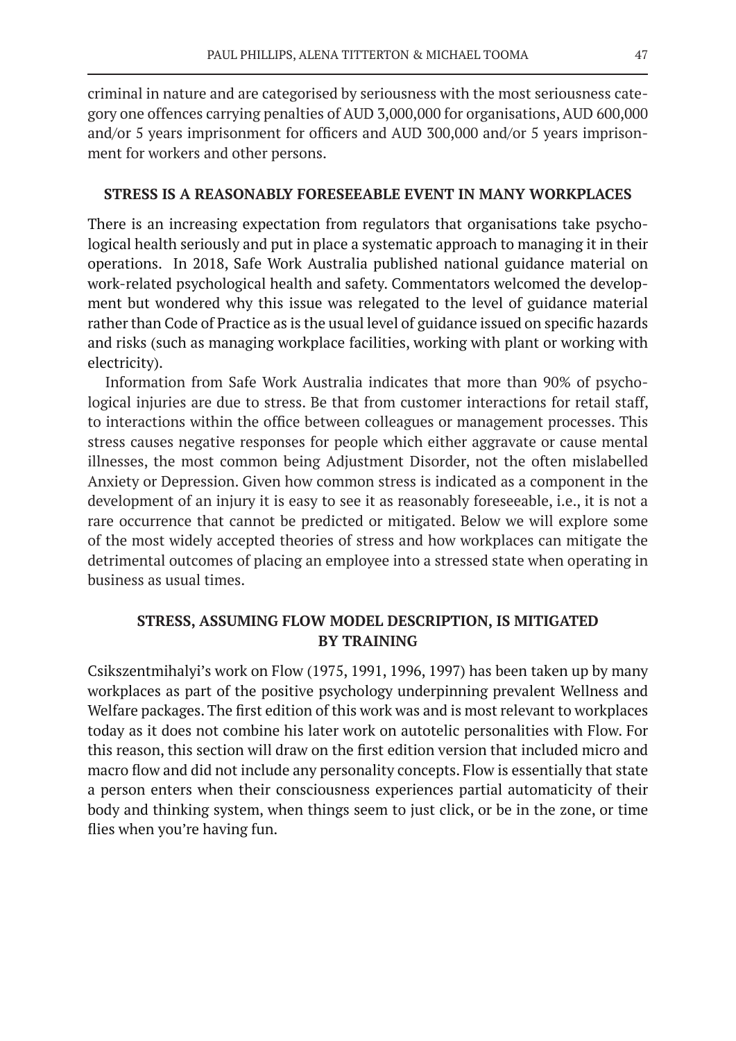criminal in nature and are categorised by seriousness with the most seriousness category one offences carrying penalties of AUD 3,000,000 for organisations, AUD 600,000 and/or 5 years imprisonment for officers and AUD 300,000 and/or 5 years imprisonment for workers and other persons.

## STRESS IS A REASONABLY FORESEEABLE EVENT IN MANY WORKPLACES

There is an increasing expectation from regulators that organisations take psychological health seriously and put in place a systematic approach to managing it in their operations. In 2018, Safe Work Australia published national guidance material on work-related psychological health and safety. Commentators welcomed the development but wondered why this issue was relegated to the level of guidance material rather than Code of Practice as is the usual level of guidance issued on specific hazards and risks (such as managing workplace facilities, working with plant or working with electricity).

Information from Safe Work Australia indicates that more than 90% of psychological injuries are due to stress. Be that from customer interactions for retail staff, to interactions within the office between colleagues or management processes. This stress causes negative responses for people which either aggravate or cause mental illnesses, the most common being Adjustment Disorder, not the often mislabelled Anxiety or Depression. Given how common stress is indicated as a component in the development of an injury it is easy to see it as reasonably foreseeable, i.e., it is not a rare occurrence that cannot be predicted or mitigated. Below we will explore some of the most widely accepted theories of stress and how workplaces can mitigate the detrimental outcomes of placing an employee into a stressed state when operating in business as usual times.

## STRESS, ASSUMING FLOW MODEL DESCRIPTION, IS MITIGATED BY TRAINING

Csikszentmihalyi's work on Flow (1975, 1991, 1996, 1997) has been taken up by many workplaces as part of the positive psychology underpinning prevalent Wellness and Welfare packages. The first edition of this work was and is most relevant to workplaces today as it does not combine his later work on autotelic personalities with Flow. For this reason, this section will draw on the first edition version that included micro and macro flow and did not include any personality concepts. Flow is essentially that state a person enters when their consciousness experiences partial automaticity of their body and thinking system, when things seem to just click, or be in the zone, or time flies when you're having fun.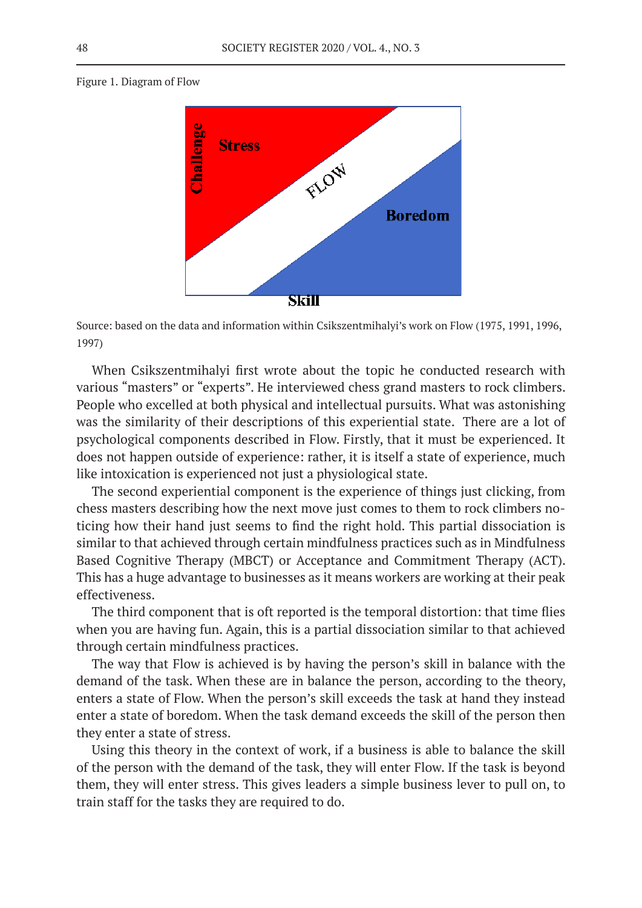Figure 1. Diagram of Flow

Source: based on the data and information within Csikszentmihalyi's work on Flow (1975, 1991, 1996, 1997)

When Csikszentmihalyi first wrote about the topic he conducted research with various "masters" or "experts". He interviewed chess grand masters to rock climbers. People who excelled at both physical and intellectual pursuits. What was astonishing was the similarity of their descriptions of this experiential state. There are a lot of psychological components described in Flow. Firstly, that it must be experienced. It does not happen outside of experience: rather, it is itself a state of experience, much like intoxication is experienced not just a physiological state.

The second experiential component is the experience of things just clicking, from chess masters describing how the next move just comes to them to rock climbers noticing how their hand just seems to find the right hold. This partial dissociation is similar to that achieved through certain mindfulness practices such as in Mindfulness Based Cognitive Therapy (MBCT) or Acceptance and Commitment Therapy (ACT). This has a huge advantage to businesses as it means workers are working at their peak effectiveness.

The third component that is oft reported is the temporal distortion: that time flies when you are having fun. Again, this is a partial dissociation similar to that achieved through certain mindfulness practices.

The way that Flow is achieved is by having the person's skill in balance with the demand of the task. When these are in balance the person, according to the theory, enters a state of Flow. When the person's skill exceeds the task at hand they instead enter a state of boredom. When the task demand exceeds the skill of the person then they enter a state of stress.

Using this theory in the context of work, if a business is able to balance the skill of the person with the demand of the task, they will enter Flow. If the task is beyond them, they will enter stress. This gives leaders a simple business lever to pull on, to train staff for the tasks they are required to do.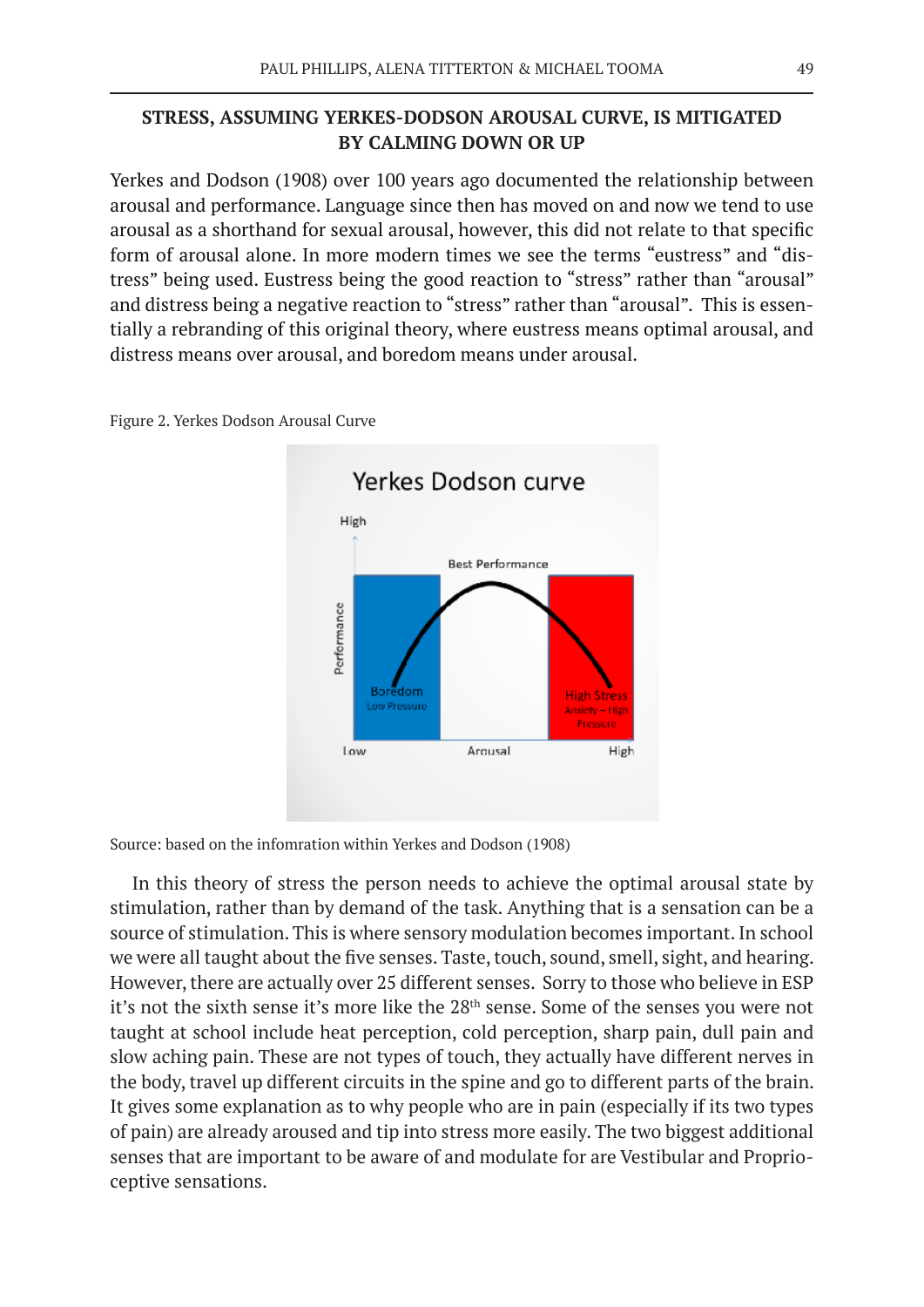## STRESS, ASSUMING YERKES-DODSON AROUSAL CURVE, IS MITIGATED BY CALMING DOWN OR UP

Yerkes and Dodson (1908) over 100 years ago documented the relationship between arousal and performance. Language since then has moved on and now we tend to use arousal as a shorthand for sexual arousal, however, this did not relate to that specific form of arousal alone. In more modern times we see the terms "eustress" and "distress" being used. Eustress being the good reaction to "stress" rather than "arousal" and distress being a negative reaction to "stress" rather than "arousal". This is essentially a rebranding of this original theory, where eustress means optimal arousal, and distress means over arousal, and boredom means under arousal.

Figure 2. Yerkes Dodson Arousal Curve

Source: based on the infomration within Yerkes and Dodson (1908)

In this theory of stress the person needs to achieve the optimal arousal state by stimulation, rather than by demand of the task. Anything that is a sensation can be a source of stimulation. This is where sensory modulation becomes important. In school we were all taught about the five senses. Taste, touch, sound, smell, sight, and hearing. However, there are actually over 25 different senses. Sorry to those who believe in ESP it's not the sixth sense it's more like the 28th sense. Some of the senses you were not taught at school include heat perception, cold perception, sharp pain, dull pain and slow aching pain. These are not types of touch, they actually have different nerves in the body, travel up different circuits in the spine and go to different parts of the brain. It gives some explanation as to why people who are in pain (especially if its two types of pain) are already aroused and tip into stress more easily. The two biggest additional senses that are important to be aware of and modulate for are Vestibular and Proprioceptive sensations.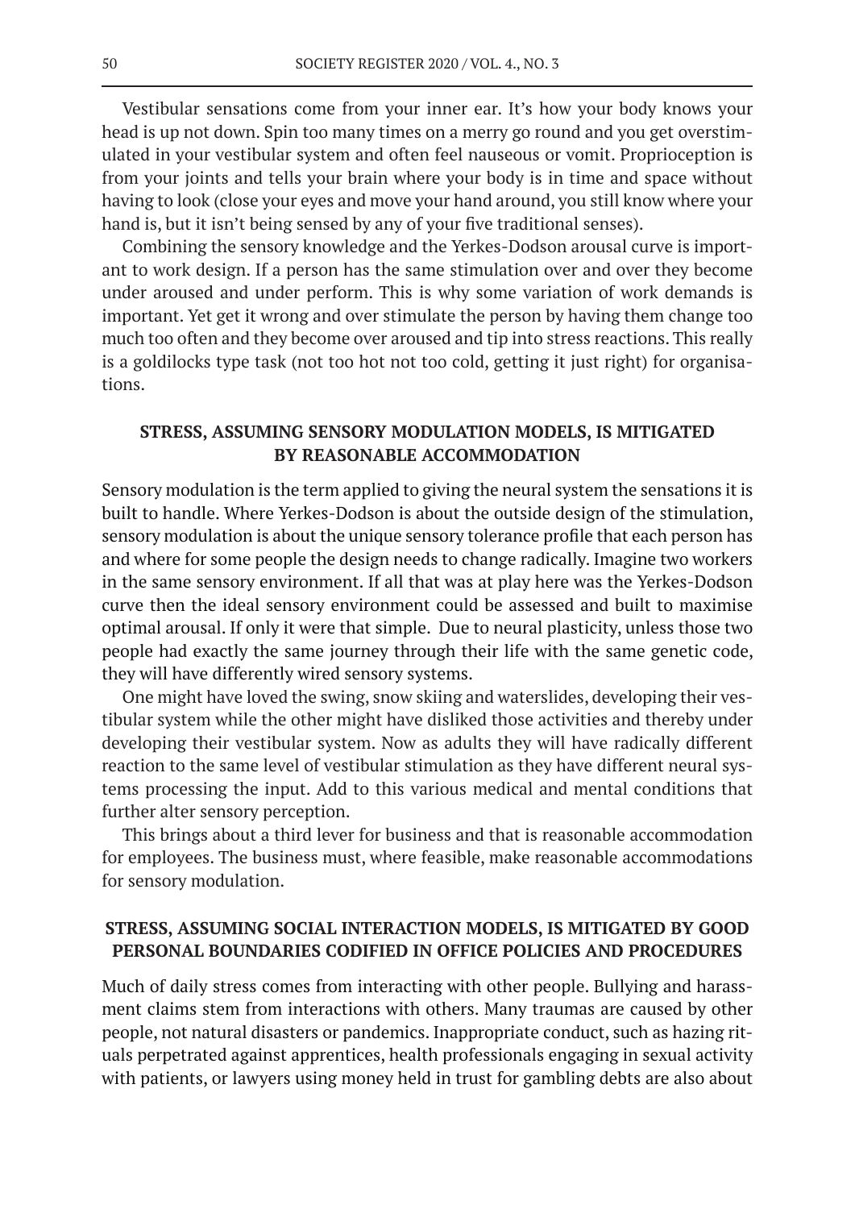Vestibular sensations come from your inner ear. It's how your body knows your head is up not down. Spin too many times on a merry go round and you get overstimulated in your vestibular system and often feel nauseous or vomit. Proprioception is from your joints and tells your brain where your body is in time and space without having to look (close your eyes and move your hand around, you still know where your hand is, but it isn't being sensed by any of your five traditional senses).

Combining the sensory knowledge and the Yerkes-Dodson arousal curve is important to work design. If a person has the same stimulation over and over they become under aroused and under perform. This is why some variation of work demands is important. Yet get it wrong and over stimulate the person by having them change too much too often and they become over aroused and tip into stress reactions. This really is a goldilocks type task (not too hot not too cold, getting it just right) for organisations.

## STRESS, ASSUMING SENSORY MODULATION MODELS, IS MITIGATED BY REASONABLE ACCOMMODATION

Sensory modulation is the term applied to giving the neural system the sensations it is built to handle. Where Yerkes-Dodson is about the outside design of the stimulation, sensory modulation is about the unique sensory tolerance profile that each person has and where for some people the design needs to change radically. Imagine two workers in the same sensory environment. If all that was at play here was the Yerkes-Dodson curve then the ideal sensory environment could be assessed and built to maximise optimal arousal. If only it were that simple. Due to neural plasticity, unless those two people had exactly the same journey through their life with the same genetic code, they will have differently wired sensory systems.

One might have loved the swing, snow skiing and waterslides, developing their vestibular system while the other might have disliked those activities and thereby under developing their vestibular system. Now as adults they will have radically different reaction to the same level of vestibular stimulation as they have different neural systems processing the input. Add to this various medical and mental conditions that further alter sensory perception.

This brings about a third lever for business and that is reasonable accommodation for employees. The business must, where feasible, make reasonable accommodations for sensory modulation.

## STRESS, ASSUMING SOCIAL INTERACTION MODELS, IS MITIGATED BY GOOD PERSONAL BOUNDARIES CODIFIED IN OFFICE POLICIES AND PROCEDURES

Much of daily stress comes from interacting with other people. Bullying and harassment claims stem from interactions with others. Many traumas are caused by other people, not natural disasters or pandemics. Inappropriate conduct, such as hazing rituals perpetrated against apprentices, health professionals engaging in sexual activity with patients, or lawyers using money held in trust for gambling debts are also about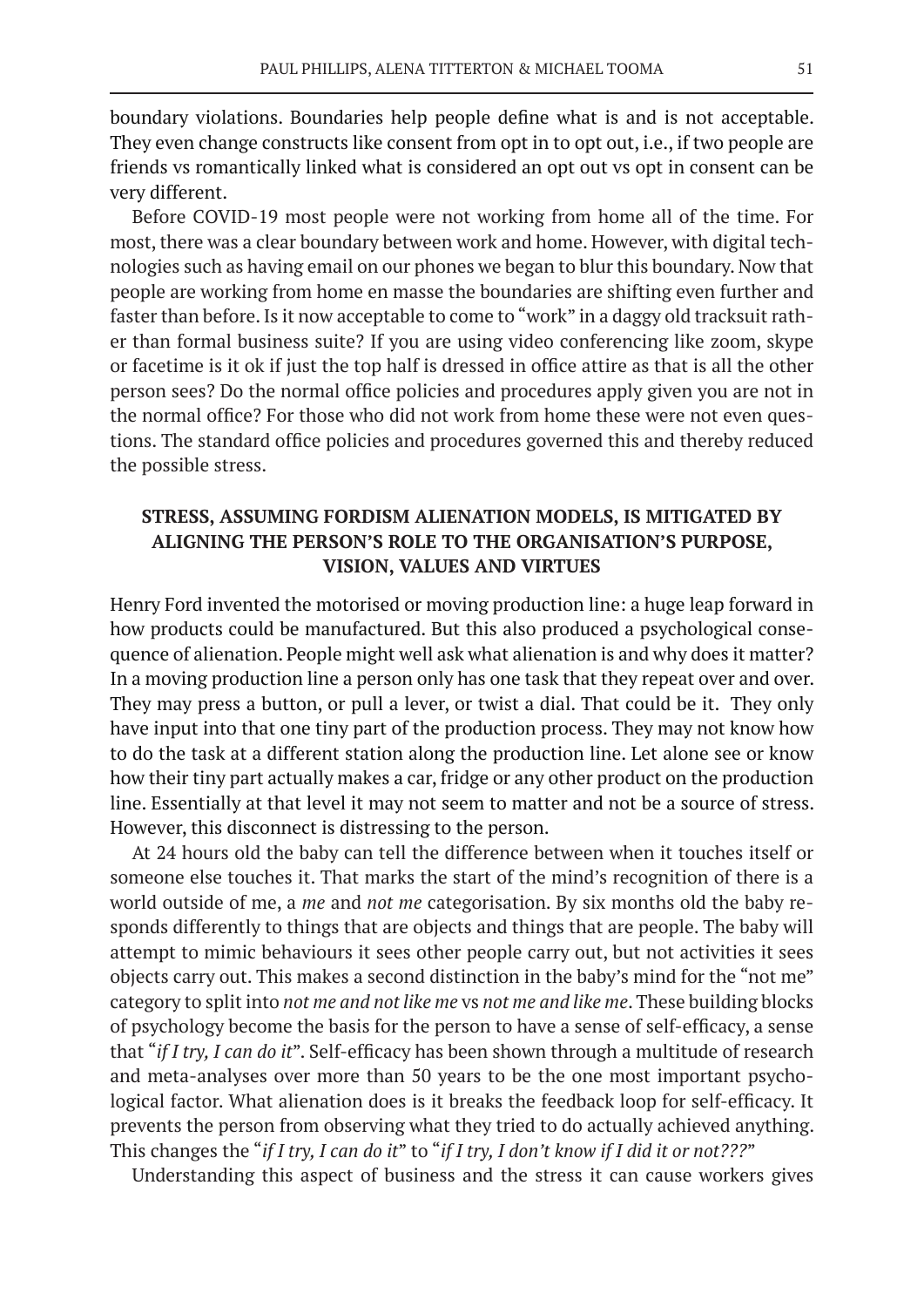boundary violations. Boundaries help people define what is and is not acceptable. They even change constructs like consent from opt in to opt out, i.e., if two people are friends vs romantically linked what is considered an opt out vs opt in consent can be very different.

Before COVID-19 most people were not working from home all of the time. For most, there was a clear boundary between work and home. However, with digital technologies such as having email on our phones we began to blur this boundary. Now that people are working from home en masse the boundaries are shifting even further and faster than before. Is it now acceptable to come to "work" in a daggy old tracksuit rather than formal business suite? If you are using video conferencing like zoom, skype or facetime is it ok if just the top half is dressed in office attire as that is all the other person sees? Do the normal office policies and procedures apply given you are not in the normal office? For those who did not work from home these were not even questions. The standard office policies and procedures governed this and thereby reduced the possible stress.

## STRESS, ASSUMING FORDISM ALIENATION MODELS, IS MITIGATED BY ALIGNING THE PERSON'S ROLE TO THE ORGANISATION'S PURPOSE, VISION, VALUES AND VIRTUES

Henry Ford invented the motorised or moving production line: a huge leap forward in how products could be manufactured. But this also produced a psychological consequence of alienation. People might well ask what alienation is and why does it matter? In a moving production line a person only has one task that they repeat over and over. They may press a button, or pull a lever, or twist a dial. That could be it. They only have input into that one tiny part of the production process. They may not know how to do the task at a different station along the production line. Let alone see or know how their tiny part actually makes a car, fridge or any other product on the production line. Essentially at that level it may not seem to matter and not be a source of stress. However, this disconnect is distressing to the person.

At 24 hours old the baby can tell the difference between when it touches itself or someone else touches it. That marks the start of the mind's recognition of there is a world outside of me, a *me* and *not me* categorisation. By six months old the baby responds differently to things that are objects and things that are people. The baby will attempt to mimic behaviours it sees other people carry out, but not activities it sees objects carry out. This makes a second distinction in the baby's mind for the "not me" category to split into *not me and not like me* vs *not me and like me*. These building blocks of psychology become the basis for the person to have a sense of self-efficacy, a sense that "*if I try, I can do it*". Self-efficacy has been shown through a multitude of research and meta-analyses over more than 50 years to be the one most important psychological factor. What alienation does is it breaks the feedback loop for self-efficacy. It prevents the person from observing what they tried to do actually achieved anything. This changes the "*if I try, I can do it*" to "*if I try, I don't know if I did it or not???*"

Understanding this aspect of business and the stress it can cause workers gives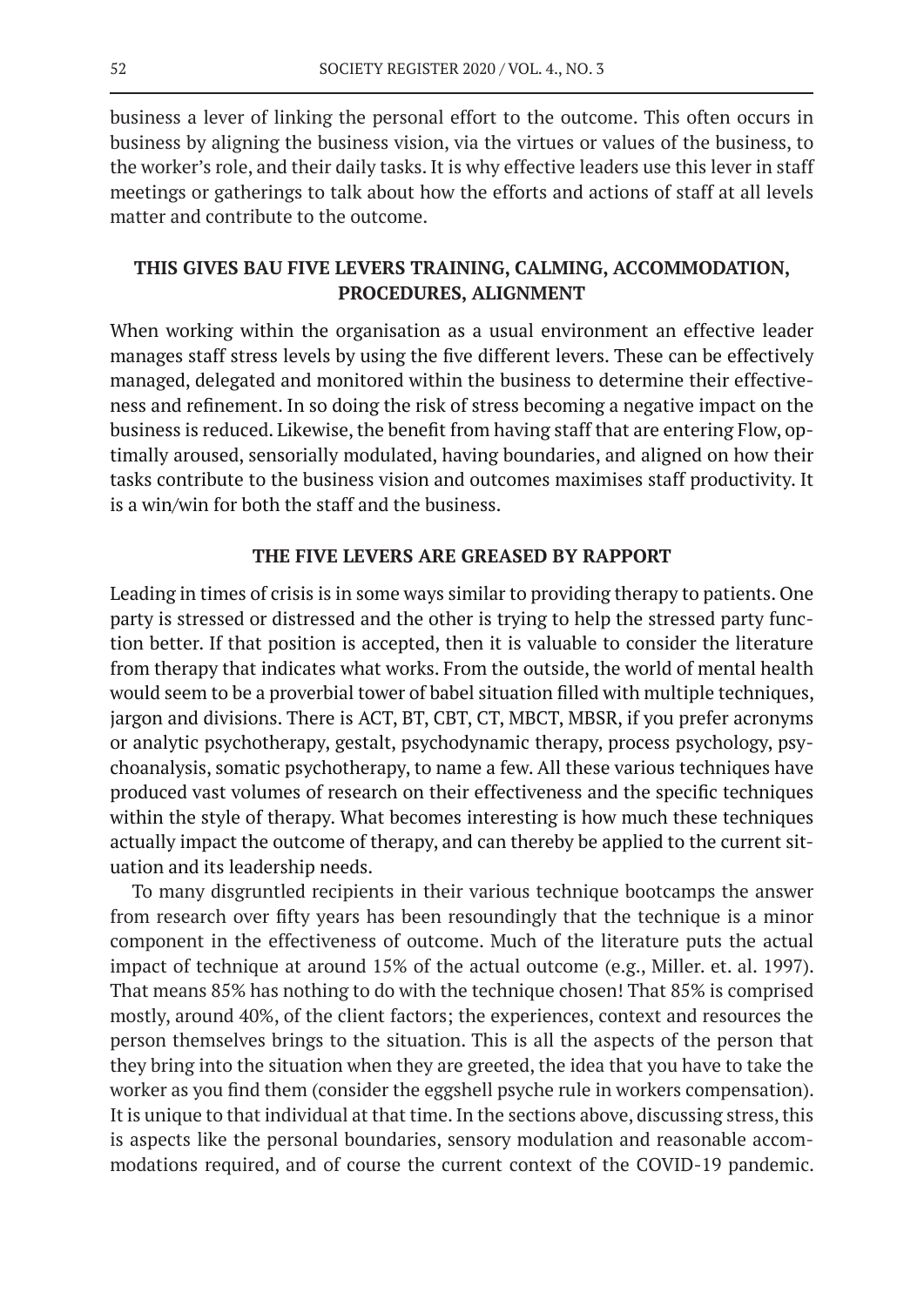business a lever of linking the personal effort to the outcome. This often occurs in business by aligning the business vision, via the virtues or values of the business, to the worker's role, and their daily tasks. It is why effective leaders use this lever in staff meetings or gatherings to talk about how the efforts and actions of staff at all levels matter and contribute to the outcome.

## THIS GIVES BAU FIVE LEVERS TRAINING, CALMING, ACCOMMODATION, PROCEDURES, ALIGNMENT

When working within the organisation as a usual environment an effective leader manages staff stress levels by using the five different levers. These can be effectively managed, delegated and monitored within the business to determine their effectiveness and refinement. In so doing the risk of stress becoming a negative impact on the business is reduced. Likewise, the benefit from having staff that are entering Flow, optimally aroused, sensorially modulated, having boundaries, and aligned on how their tasks contribute to the business vision and outcomes maximises staff productivity. It is a win/win for both the staff and the business.

## THE FIVE LEVERS ARE GREASED BY RAPPORT

Leading in times of crisis is in some ways similar to providing therapy to patients. One party is stressed or distressed and the other is trying to help the stressed party function better. If that position is accepted, then it is valuable to consider the literature from therapy that indicates what works. From the outside, the world of mental health would seem to be a proverbial tower of babel situation filled with multiple techniques, jargon and divisions. There is ACT, BT, CBT, CT, MBCT, MBSR, if you prefer acronyms or analytic psychotherapy, gestalt, psychodynamic therapy, process psychology, psychoanalysis, somatic psychotherapy, to name a few. All these various techniques have produced vast volumes of research on their effectiveness and the specific techniques within the style of therapy. What becomes interesting is how much these techniques actually impact the outcome of therapy, and can thereby be applied to the current situation and its leadership needs.

To many disgruntled recipients in their various technique bootcamps the answer from research over fifty years has been resoundingly that the technique is a minor component in the effectiveness of outcome. Much of the literature puts the actual impact of technique at around 15% of the actual outcome (e.g., Miller. et. al. 1997). That means 85% has nothing to do with the technique chosen! That 85% is comprised mostly, around 40%, of the client factors; the experiences, context and resources the person themselves brings to the situation. This is all the aspects of the person that they bring into the situation when they are greeted, the idea that you have to take the worker as you find them (consider the eggshell psyche rule in workers compensation). It is unique to that individual at that time. In the sections above, discussing stress, this is aspects like the personal boundaries, sensory modulation and reasonable accommodations required, and of course the current context of the COVID-19 pandemic.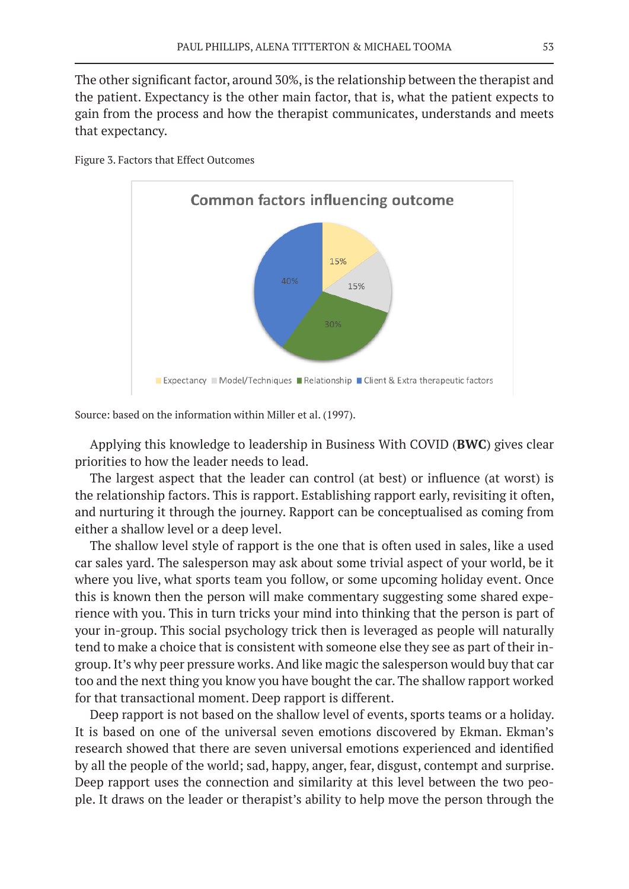The other significant factor, around 30%, is the relationship between the therapist and the patient. Expectancy is the other main factor, that is, what the patient expects to gain from the process and how the therapist communicates, understands and meets that expectancy.

Figure 3. Factors that Effect Outcomes

Source: based on the information within Miller et al. (1997).

Applying this knowledge to leadership in Business With COVID (**BWC**) gives clear priorities to how the leader needs to lead.

The largest aspect that the leader can control (at best) or influence (at worst) is the relationship factors. This is rapport. Establishing rapport early, revisiting it often, and nurturing it through the journey. Rapport can be conceptualised as coming from either a shallow level or a deep level.

The shallow level style of rapport is the one that is often used in sales, like a used car sales yard. The salesperson may ask about some trivial aspect of your world, be it where you live, what sports team you follow, or some upcoming holiday event. Once this is known then the person will make commentary suggesting some shared experience with you. This in turn tricks your mind into thinking that the person is part of your in-group. This social psychology trick then is leveraged as people will naturally tend to make a choice that is consistent with someone else they see as part of their in-group. It's why peer pressure works. And like magic the salesperson would buy that car too and the next thing you know you have bought the car. The shallow rapport worked for that transactional moment. Deep rapport is different.

Deep rapport is not based on the shallow level of events, sports teams or a holiday. It is based on one of the universal seven emotions discovered by Ekman. Ekman's research showed that there are seven universal emotions experienced and identified by all the people of the world; sad, happy, anger, fear, disgust, contempt and surprise. Deep rapport uses the connection and similarity at this level between the two people. It draws on the leader or therapist's ability to help move the person through the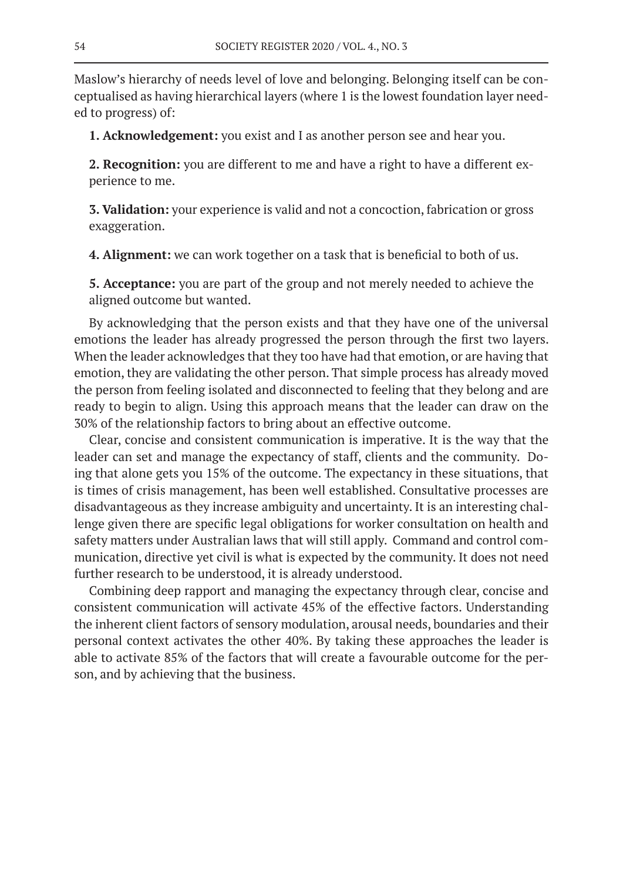Maslow's hierarchy of needs level of love and belonging. Belonging itself can be conceptualised as having hierarchical layers (where 1 is the lowest foundation layer needed to progress) of:

**1. Acknowledgement:** you exist and I as another person see and hear you.

**2. Recognition:** you are different to me and have a right to have a different experience to me.

**3. Validation:** your experience is valid and not a concoction, fabrication or gross exaggeration.

**4. Alignment:** we can work together on a task that is beneficial to both of us.

**5. Acceptance:** you are part of the group and not merely needed to achieve the aligned outcome but wanted.

By acknowledging that the person exists and that they have one of the universal emotions the leader has already progressed the person through the first two layers. When the leader acknowledges that they too have had that emotion, or are having that emotion, they are validating the other person. That simple process has already moved the person from feeling isolated and disconnected to feeling that they belong and are ready to begin to align. Using this approach means that the leader can draw on the 30% of the relationship factors to bring about an effective outcome.

Clear, concise and consistent communication is imperative. It is the way that the leader can set and manage the expectancy of staff, clients and the community. Doing that alone gets you 15% of the outcome. The expectancy in these situations, that is times of crisis management, has been well established. Consultative processes are disadvantageous as they increase ambiguity and uncertainty. It is an interesting challenge given there are specific legal obligations for worker consultation on health and safety matters under Australian laws that will still apply. Command and control communication, directive yet civil is what is expected by the community. It does not need further research to be understood, it is already understood.

Combining deep rapport and managing the expectancy through clear, concise and consistent communication will activate 45% of the effective factors. Understanding the inherent client factors of sensory modulation, arousal needs, boundaries and their personal context activates the other 40%. By taking these approaches the leader is able to activate 85% of the factors that will create a favourable outcome for the person, and by achieving that the business.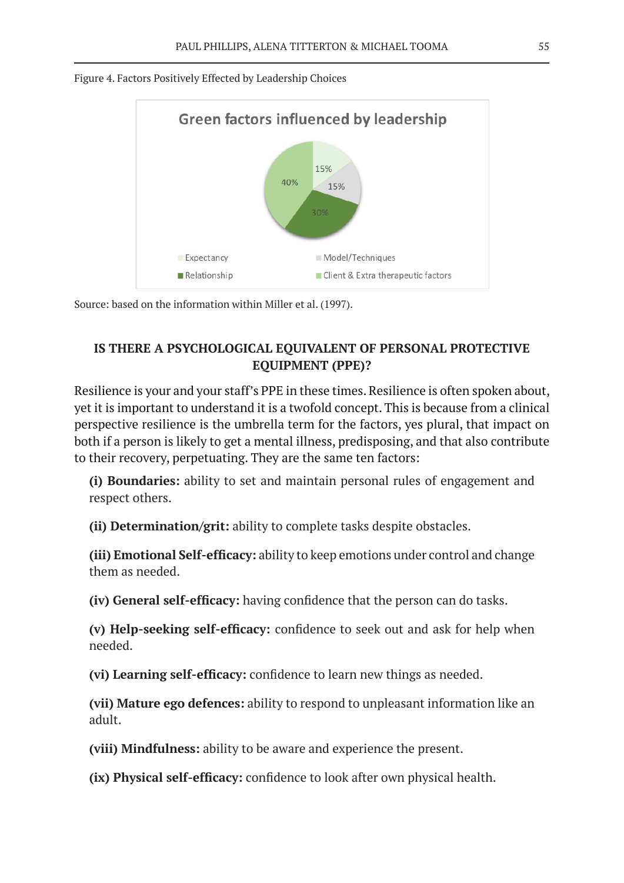Figure 4. Factors Positively Effected by Leadership Choices

Source: based on the information within Miller et al. (1997).

## IS THERE A PSYCHOLOGICAL EQUIVALENT OF PERSONAL PROTECTIVE EQUIPMENT (PPE)?

Resilience is your and your staff's PPE in these times. Resilience is often spoken about, yet it is important to understand it is a twofold concept. This is because from a clinical perspective resilience is the umbrella term for the factors, yes plural, that impact on both if a person is likely to get a mental illness, predisposing, and that also contribute to their recovery, perpetuating. They are the same ten factors:

**(i) Boundaries:** ability to set and maintain personal rules of engagement and respect others.

**(ii) Determination/grit:** ability to complete tasks despite obstacles.

**(iii) Emotional Self-efficacy:** ability to keep emotions under control and change them as needed.

**(iv) General self-efficacy:** having confidence that the person can do tasks.

**(v) Help-seeking self-efficacy:** confidence to seek out and ask for help when needed.

**(vi) Learning self-efficacy:** confidence to learn new things as needed.

**(vii) Mature ego defences:** ability to respond to unpleasant information like an adult.

**(viii) Mindfulness:** ability to be aware and experience the present.

**(ix) Physical self-efficacy:** confidence to look after own physical health.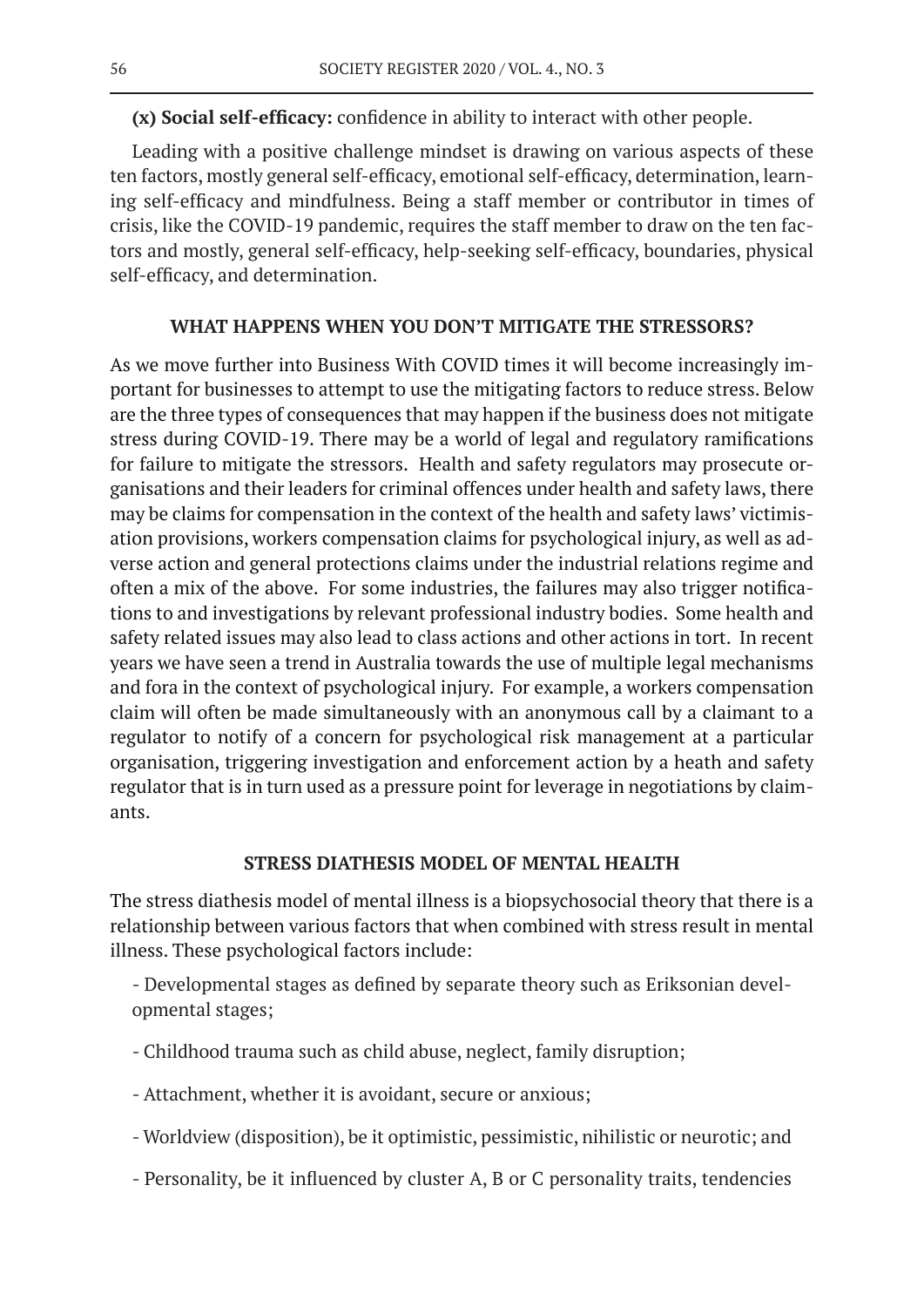**(x) Social self-efficacy:** confidence in ability to interact with other people.

Leading with a positive challenge mindset is drawing on various aspects of these ten factors, mostly general self-efficacy, emotional self-efficacy, determination, learning self-efficacy and mindfulness. Being a staff member or contributor in times of crisis, like the COVID-19 pandemic, requires the staff member to draw on the ten factors and mostly, general self-efficacy, help-seeking self-efficacy, boundaries, physical self-efficacy, and determination.

## WHAT HAPPENS WHEN YOU DON'T MITIGATE THE STRESSORS?

As we move further into Business With COVID times it will become increasingly important for businesses to attempt to use the mitigating factors to reduce stress. Below are the three types of consequences that may happen if the business does not mitigate stress during COVID-19. There may be a world of legal and regulatory ramifications for failure to mitigate the stressors. Health and safety regulators may prosecute organisations and their leaders for criminal offences under health and safety laws, there may be claims for compensation in the context of the health and safety laws' victimisation provisions, workers compensation claims for psychological injury, as well as adverse action and general protections claims under the industrial relations regime and often a mix of the above. For some industries, the failures may also trigger notifications to and investigations by relevant professional industry bodies. Some health and safety related issues may also lead to class actions and other actions in tort. In recent years we have seen a trend in Australia towards the use of multiple legal mechanisms and fora in the context of psychological injury. For example, a workers compensation claim will often be made simultaneously with an anonymous call by a claimant to a regulator to notify of a concern for psychological risk management at a particular organisation, triggering investigation and enforcement action by a heath and safety regulator that is in turn used as a pressure point for leverage in negotiations by claimants.

## STRESS DIATHESIS MODEL OF MENTAL HEALTH

The stress diathesis model of mental illness is a biopsychosocial theory that there is a relationship between various factors that when combined with stress result in mental illness. These psychological factors include:

- Developmental stages as defined by separate theory such as Eriksonian developmental stages;
- Childhood trauma such as child abuse, neglect, family disruption;
- Attachment, whether it is avoidant, secure or anxious;
- Worldview (disposition), be it optimistic, pessimistic, nihilistic or neurotic; and
- Personality, be it influenced by cluster A, B or C personality traits, tendencies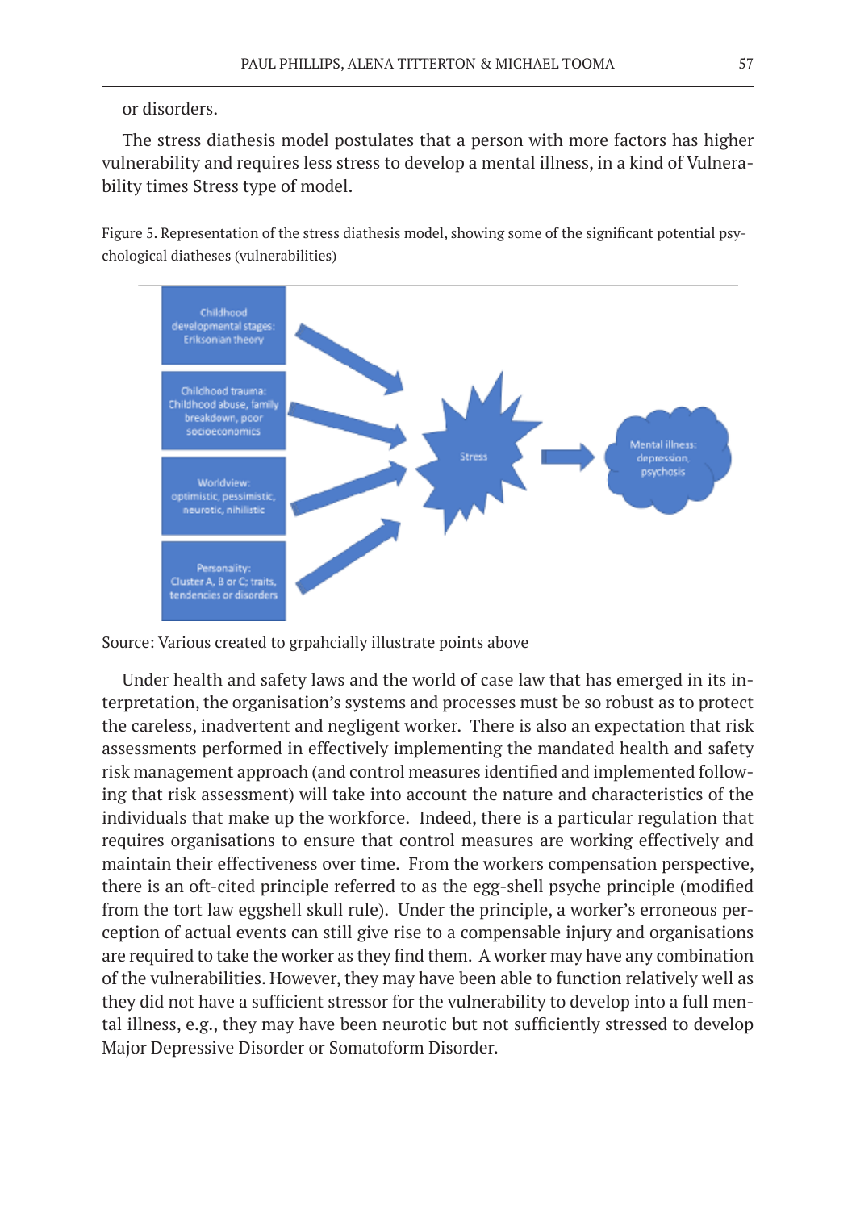or disorders.

The stress diathesis model postulates that a person with more factors has higher vulnerability and requires less stress to develop a mental illness, in a kind of Vulnerability times Stress type of model.

Figure 5. Representation of the stress diathesis model, showing some of the significant potential psychological diatheses (vulnerabilities)

Childhood developmental stages: Eriksonian theory

Childhood trauma: Childhood abuse, family breakdown, poor socioeconomics

Worldview: optimistic, pessimistic, neurotic, nihilistic

Personality: Cluster A, B or C; traits, tendencies or disorders

Stress

Mental illness: depression, psychosis

Source: Various created to grpahcially illustrate points above

Under health and safety laws and the world of case law that has emerged in its interpretation, the organisation's systems and processes must be so robust as to protect the careless, inadvertent and negligent worker. There is also an expectation that risk assessments performed in effectively implementing the mandated health and safety risk management approach (and control measures identified and implemented following that risk assessment) will take into account the nature and characteristics of the individuals that make up the workforce. Indeed, there is a particular regulation that requires organisations to ensure that control measures are working effectively and maintain their effectiveness over time. From the workers compensation perspective, there is an oft-cited principle referred to as the egg-shell psyche principle (modified from the tort law eggshell skull rule). Under the principle, a worker's erroneous perception of actual events can still give rise to a compensable injury and organisations are required to take the worker as they find them. A worker may have any combination of the vulnerabilities. However, they may have been able to function relatively well as they did not have a sufficient stressor for the vulnerability to develop into a full mental illness, e.g., they may have been neurotic but not sufficiently stressed to develop Major Depressive Disorder or Somatoform Disorder.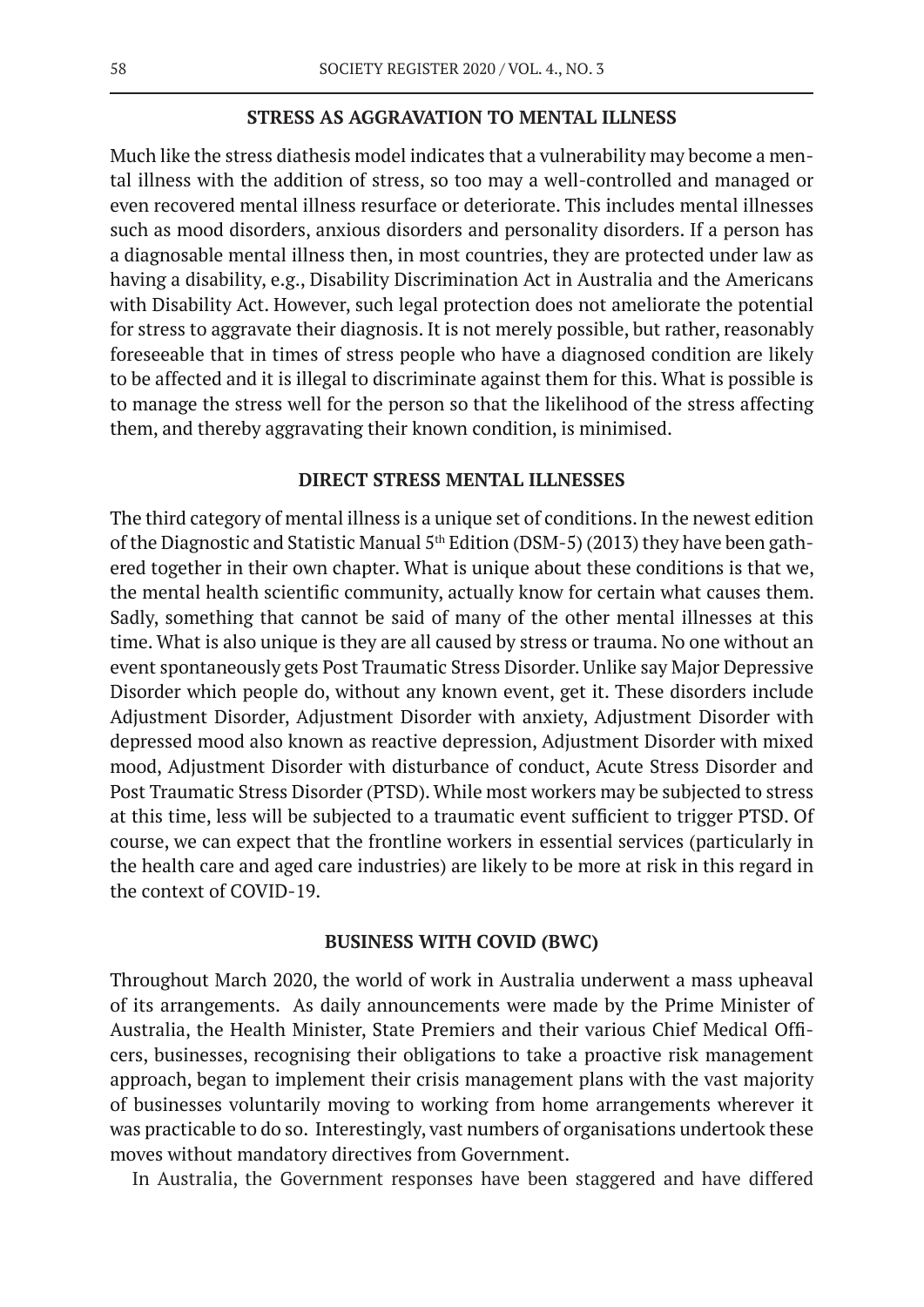## STRESS AS AGGRAVATION TO MENTAL ILLNESS

Much like the stress diathesis model indicates that a vulnerability may become a mental illness with the addition of stress, so too may a well-controlled and managed or even recovered mental illness resurface or deteriorate. This includes mental illnesses such as mood disorders, anxious disorders and personality disorders. If a person has a diagnosable mental illness then, in most countries, they are protected under law as having a disability, e.g., Disability Discrimination Act in Australia and the Americans with Disability Act. However, such legal protection does not ameliorate the potential for stress to aggravate their diagnosis. It is not merely possible, but rather, reasonably foreseeable that in times of stress people who have a diagnosed condition are likely to be affected and it is illegal to discriminate against them for this. What is possible is to manage the stress well for the person so that the likelihood of the stress affecting them, and thereby aggravating their known condition, is minimised.

## DIRECT STRESS MENTAL ILLNESSES

The third category of mental illness is a unique set of conditions. In the newest edition of the Diagnostic and Statistic Manual 5th Edition (DSM-5) (2013) they have been gathered together in their own chapter. What is unique about these conditions is that we, the mental health scientific community, actually know for certain what causes them. Sadly, something that cannot be said of many of the other mental illnesses at this time. What is also unique is they are all caused by stress or trauma. No one without an event spontaneously gets Post Traumatic Stress Disorder. Unlike say Major Depressive Disorder which people do, without any known event, get it. These disorders include Adjustment Disorder, Adjustment Disorder with anxiety, Adjustment Disorder with depressed mood also known as reactive depression, Adjustment Disorder with mixed mood, Adjustment Disorder with disturbance of conduct, Acute Stress Disorder and Post Traumatic Stress Disorder (PTSD). While most workers may be subjected to stress at this time, less will be subjected to a traumatic event sufficient to trigger PTSD. Of course, we can expect that the frontline workers in essential services (particularly in the health care and aged care industries) are likely to be more at risk in this regard in the context of COVID-19.

## BUSINESS WITH COVID (BWC)

Throughout March 2020, the world of work in Australia underwent a mass upheaval of its arrangements. As daily announcements were made by the Prime Minister of Australia, the Health Minister, State Premiers and their various Chief Medical Officers, businesses, recognising their obligations to take a proactive risk management approach, began to implement their crisis management plans with the vast majority of businesses voluntarily moving to working from home arrangements wherever it was practicable to do so. Interestingly, vast numbers of organisations undertook these moves without mandatory directives from Government.

In Australia, the Government responses have been staggered and have differed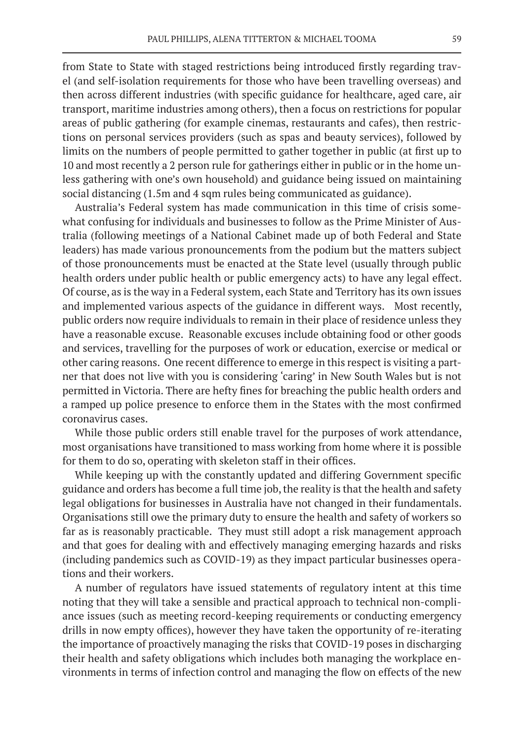from State to State with staged restrictions being introduced firstly regarding travel (and self-isolation requirements for those who have been travelling overseas) and then across different industries (with specific guidance for healthcare, aged care, air transport, maritime industries among others), then a focus on restrictions for popular areas of public gathering (for example cinemas, restaurants and cafes), then restrictions on personal services providers (such as spas and beauty services), followed by limits on the numbers of people permitted to gather together in public (at first up to 10 and most recently a 2 person rule for gatherings either in public or in the home unless gathering with one's own household) and guidance being issued on maintaining social distancing (1.5m and 4 sqm rules being communicated as guidance).

Australia's Federal system has made communication in this time of crisis somewhat confusing for individuals and businesses to follow as the Prime Minister of Australia (following meetings of a National Cabinet made up of both Federal and State leaders) has made various pronouncements from the podium but the matters subject of those pronouncements must be enacted at the State level (usually through public health orders under public health or public emergency acts) to have any legal effect. Of course, as is the way in a Federal system, each State and Territory has its own issues and implemented various aspects of the guidance in different ways. Most recently, public orders now require individuals to remain in their place of residence unless they have a reasonable excuse. Reasonable excuses include obtaining food or other goods and services, travelling for the purposes of work or education, exercise or medical or other caring reasons. One recent difference to emerge in this respect is visiting a partner that does not live with you is considering 'caring' in New South Wales but is not permitted in Victoria. There are hefty fines for breaching the public health orders and a ramped up police presence to enforce them in the States with the most confirmed coronavirus cases.

While those public orders still enable travel for the purposes of work attendance, most organisations have transitioned to mass working from home where it is possible for them to do so, operating with skeleton staff in their offices.

While keeping up with the constantly updated and differing Government specific guidance and orders has become a full time job, the reality is that the health and safety legal obligations for businesses in Australia have not changed in their fundamentals. Organisations still owe the primary duty to ensure the health and safety of workers so far as is reasonably practicable. They must still adopt a risk management approach and that goes for dealing with and effectively managing emerging hazards and risks (including pandemics such as COVID-19) as they impact particular businesses operations and their workers.

A number of regulators have issued statements of regulatory intent at this time noting that they will take a sensible and practical approach to technical non-compliance issues (such as meeting record-keeping requirements or conducting emergency drills in now empty offices), however they have taken the opportunity of re-iterating the importance of proactively managing the risks that COVID-19 poses in discharging their health and safety obligations which includes both managing the workplace environments in terms of infection control and managing the flow on effects of the new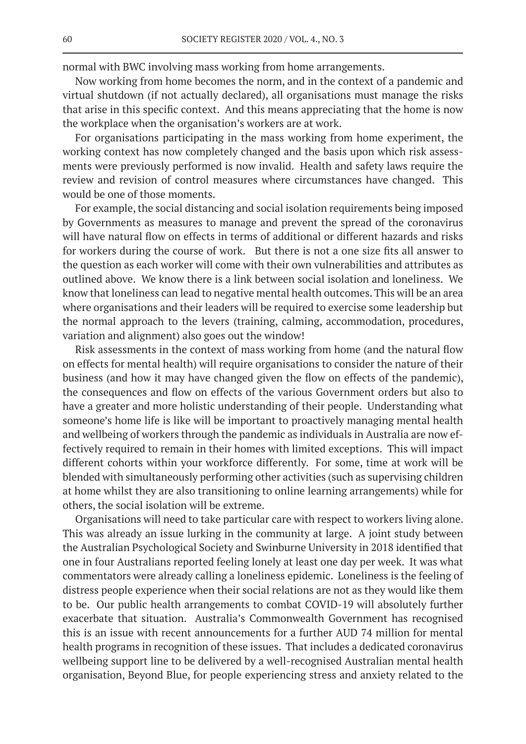normal with BWC involving mass working from home arrangements.

Now working from home becomes the norm, and in the context of a pandemic and virtual shutdown (if not actually declared), all organisations must manage the risks that arise in this specific context. And this means appreciating that the home is now the workplace when the organisation's workers are at work.

For organisations participating in the mass working from home experiment, the working context has now completely changed and the basis upon which risk assessments were previously performed is now invalid. Health and safety laws require the review and revision of control measures where circumstances have changed. This would be one of those moments.

For example, the social distancing and social isolation requirements being imposed by Governments as measures to manage and prevent the spread of the coronavirus will have natural flow on effects in terms of additional or different hazards and risks for workers during the course of work. But there is not a one size fits all answer to the question as each worker will come with their own vulnerabilities and attributes as outlined above. We know there is a link between social isolation and loneliness. We know that loneliness can lead to negative mental health outcomes. This will be an area where organisations and their leaders will be required to exercise some leadership but the normal approach to the levers (training, calming, accommodation, procedures, variation and alignment) also goes out the window!

Risk assessments in the context of mass working from home (and the natural flow on effects for mental health) will require organisations to consider the nature of their business (and how it may have changed given the flow on effects of the pandemic), the consequences and flow on effects of the various Government orders but also to have a greater and more holistic understanding of their people. Understanding what someone's home life is like will be important to proactively managing mental health and wellbeing of workers through the pandemic as individuals in Australia are now effectively required to remain in their homes with limited exceptions. This will impact different cohorts within your workforce differently. For some, time at work will be blended with simultaneously performing other activities (such as supervising children at home whilst they are also transitioning to online learning arrangements) while for others, the social isolation will be extreme.

Organisations will need to take particular care with respect to workers living alone. This was already an issue lurking in the community at large. A joint study between the Australian Psychological Society and Swinburne University in 2018 identified that one in four Australians reported feeling lonely at least one day per week. It was what commentators were already calling a loneliness epidemic. Loneliness is the feeling of distress people experience when their social relations are not as they would like them to be. Our public health arrangements to combat COVID-19 will absolutely further exacerbate that situation. Australia's Commonwealth Government has recognised this is an issue with recent announcements for a further AUD 74 million for mental health programs in recognition of these issues. That includes a dedicated coronavirus wellbeing support line to be delivered by a well-recognised Australian mental health organisation, Beyond Blue, for people experiencing stress and anxiety related to the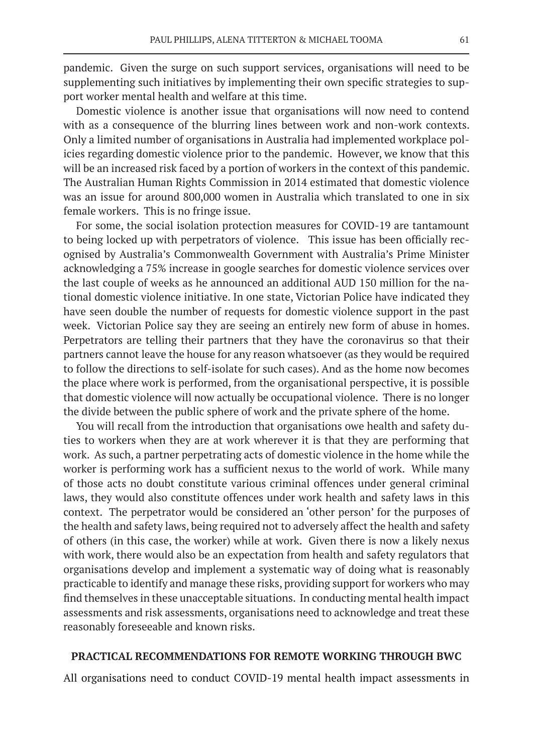pandemic. Given the surge on such support services, organisations will need to be supplementing such initiatives by implementing their own specific strategies to support worker mental health and welfare at this time.

Domestic violence is another issue that organisations will now need to contend with as a consequence of the blurring lines between work and non-work contexts. Only a limited number of organisations in Australia had implemented workplace policies regarding domestic violence prior to the pandemic. However, we know that this will be an increased risk faced by a portion of workers in the context of this pandemic. The Australian Human Rights Commission in 2014 estimated that domestic violence was an issue for around 800,000 women in Australia which translated to one in six female workers. This is no fringe issue.

For some, the social isolation protection measures for COVID-19 are tantamount to being locked up with perpetrators of violence. This issue has been officially recognised by Australia's Commonwealth Government with Australia's Prime Minister acknowledging a 75% increase in google searches for domestic violence services over the last couple of weeks as he announced an additional AUD 150 million for the national domestic violence initiative. In one state, Victorian Police have indicated they have seen double the number of requests for domestic violence support in the past week. Victorian Police say they are seeing an entirely new form of abuse in homes. Perpetrators are telling their partners that they have the coronavirus so that their partners cannot leave the house for any reason whatsoever (as they would be required to follow the directions to self-isolate for such cases). And as the home now becomes the place where work is performed, from the organisational perspective, it is possible that domestic violence will now actually be occupational violence. There is no longer the divide between the public sphere of work and the private sphere of the home.

You will recall from the introduction that organisations owe health and safety duties to workers when they are at work wherever it is that they are performing that work. As such, a partner perpetrating acts of domestic violence in the home while the worker is performing work has a sufficient nexus to the world of work. While many of those acts no doubt constitute various criminal offences under general criminal laws, they would also constitute offences under work health and safety laws in this context. The perpetrator would be considered an 'other person' for the purposes of the health and safety laws, being required not to adversely affect the health and safety of others (in this case, the worker) while at work. Given there is now a likely nexus with work, there would also be an expectation from health and safety regulators that organisations develop and implement a systematic way of doing what is reasonably practicable to identify and manage these risks, providing support for workers who may find themselves in these unacceptable situations. In conducting mental health impact assessments and risk assessments, organisations need to acknowledge and treat these reasonably foreseeable and known risks.

## PRACTICAL RECOMMENDATIONS FOR REMOTE WORKING THROUGH BWC

All organisations need to conduct COVID-19 mental health impact assessments in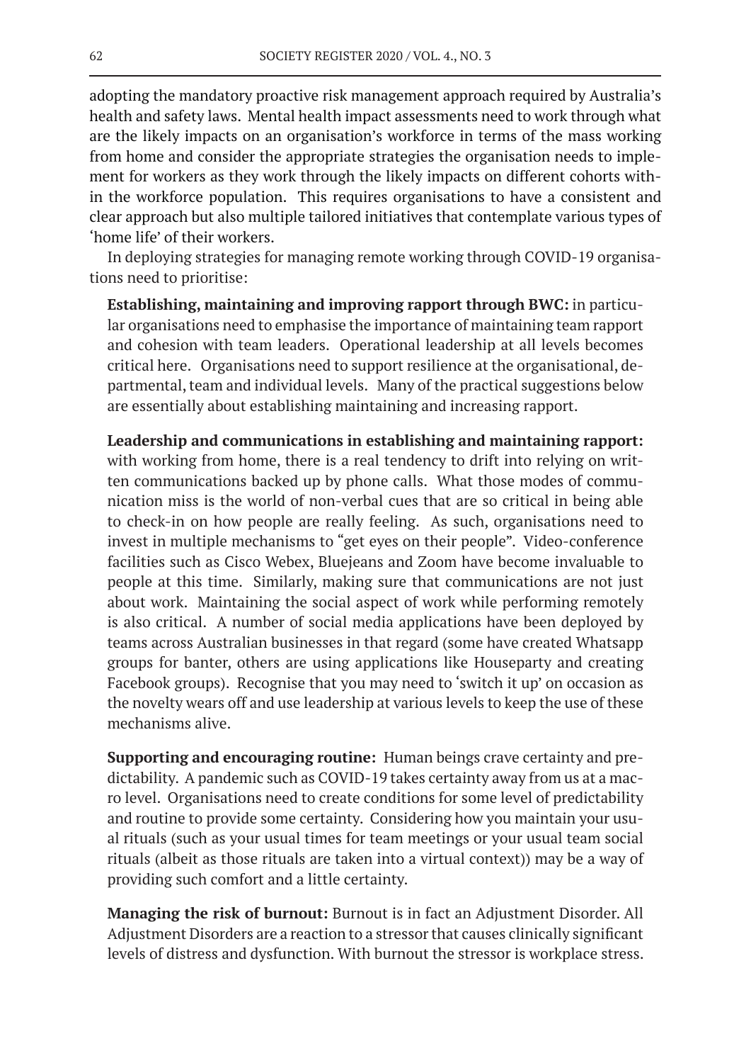adopting the mandatory proactive risk management approach required by Australia's health and safety laws. Mental health impact assessments need to work through what are the likely impacts on an organisation's workforce in terms of the mass working from home and consider the appropriate strategies the organisation needs to implement for workers as they work through the likely impacts on different cohorts within the workforce population. This requires organisations to have a consistent and clear approach but also multiple tailored initiatives that contemplate various types of 'home life' of their workers.

In deploying strategies for managing remote working through COVID-19 organisations need to prioritise:

**Establishing, maintaining and improving rapport through BWC:** in particular organisations need to emphasise the importance of maintaining team rapport and cohesion with team leaders. Operational leadership at all levels becomes critical here. Organisations need to support resilience at the organisational, departmental, team and individual levels. Many of the practical suggestions below are essentially about establishing maintaining and increasing rapport.

**Leadership and communications in establishing and maintaining rapport:** with working from home, there is a real tendency to drift into relying on written communications backed up by phone calls. What those modes of communication miss is the world of non-verbal cues that are so critical in being able to check-in on how people are really feeling. As such, organisations need to invest in multiple mechanisms to "get eyes on their people". Video-conference facilities such as Cisco Webex, Bluejeans and Zoom have become invaluable to people at this time. Similarly, making sure that communications are not just about work. Maintaining the social aspect of work while performing remotely is also critical. A number of social media applications have been deployed by teams across Australian businesses in that regard (some have created Whatsapp groups for banter, others are using applications like Houseparty and creating Facebook groups). Recognise that you may need to 'switch it up' on occasion as the novelty wears off and use leadership at various levels to keep the use of these mechanisms alive.

**Supporting and encouraging routine:** Human beings crave certainty and predictability. A pandemic such as COVID-19 takes certainty away from us at a macro level. Organisations need to create conditions for some level of predictability and routine to provide some certainty. Considering how you maintain your usual rituals (such as your usual times for team meetings or your usual team social rituals (albeit as those rituals are taken into a virtual context)) may be a way of providing such comfort and a little certainty.

**Managing the risk of burnout:** Burnout is in fact an Adjustment Disorder. All Adjustment Disorders are a reaction to a stressor that causes clinically significant levels of distress and dysfunction. With burnout the stressor is workplace stress.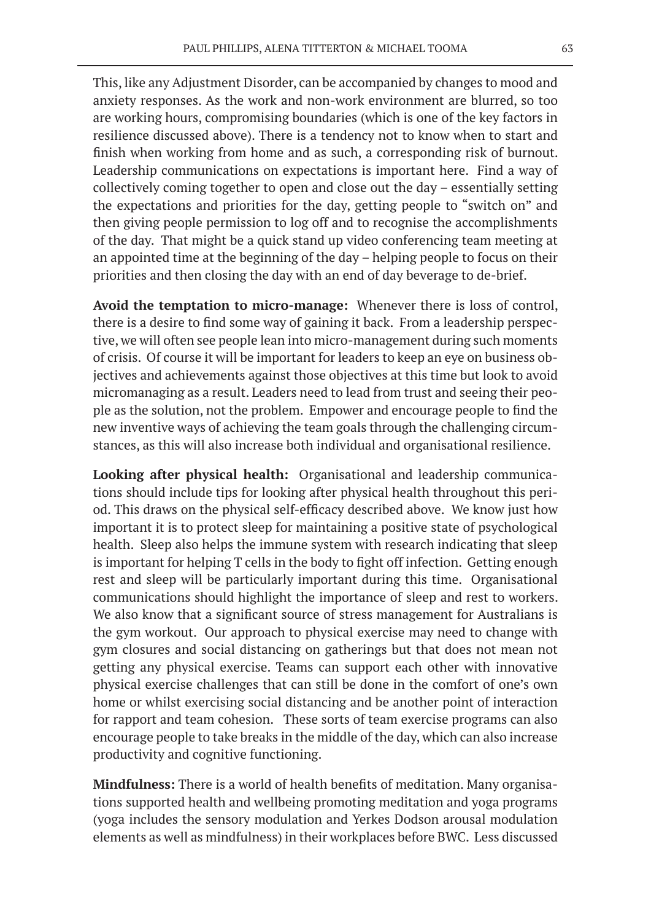This, like any Adjustment Disorder, can be accompanied by changes to mood and anxiety responses. As the work and non-work environment are blurred, so too are working hours, compromising boundaries (which is one of the key factors in resilience discussed above). There is a tendency not to know when to start and finish when working from home and as such, a corresponding risk of burnout. Leadership communications on expectations is important here. Find a way of collectively coming together to open and close out the day – essentially setting the expectations and priorities for the day, getting people to "switch on" and then giving people permission to log off and to recognise the accomplishments of the day. That might be a quick stand up video conferencing team meeting at an appointed time at the beginning of the day – helping people to focus on their priorities and then closing the day with an end of day beverage to de-brief.

**Avoid the temptation to micro-manage:** Whenever there is loss of control, there is a desire to find some way of gaining it back. From a leadership perspective, we will often see people lean into micro-management during such moments of crisis. Of course it will be important for leaders to keep an eye on business objectives and achievements against those objectives at this time but look to avoid micromanaging as a result. Leaders need to lead from trust and seeing their people as the solution, not the problem. Empower and encourage people to find the new inventive ways of achieving the team goals through the challenging circumstances, as this will also increase both individual and organisational resilience.

**Looking after physical health:** Organisational and leadership communications should include tips for looking after physical health throughout this period. This draws on the physical self-efficacy described above. We know just how important it is to protect sleep for maintaining a positive state of psychological health. Sleep also helps the immune system with research indicating that sleep is important for helping T cells in the body to fight off infection. Getting enough rest and sleep will be particularly important during this time. Organisational communications should highlight the importance of sleep and rest to workers. We also know that a significant source of stress management for Australians is the gym workout. Our approach to physical exercise may need to change with gym closures and social distancing on gatherings but that does not mean not getting any physical exercise. Teams can support each other with innovative physical exercise challenges that can still be done in the comfort of one's own home or whilst exercising social distancing and be another point of interaction for rapport and team cohesion. These sorts of team exercise programs can also encourage people to take breaks in the middle of the day, which can also increase productivity and cognitive functioning.

**Mindfulness:** There is a world of health benefits of meditation. Many organisations supported health and wellbeing promoting meditation and yoga programs (yoga includes the sensory modulation and Yerkes Dodson arousal modulation elements as well as mindfulness) in their workplaces before BWC. Less discussed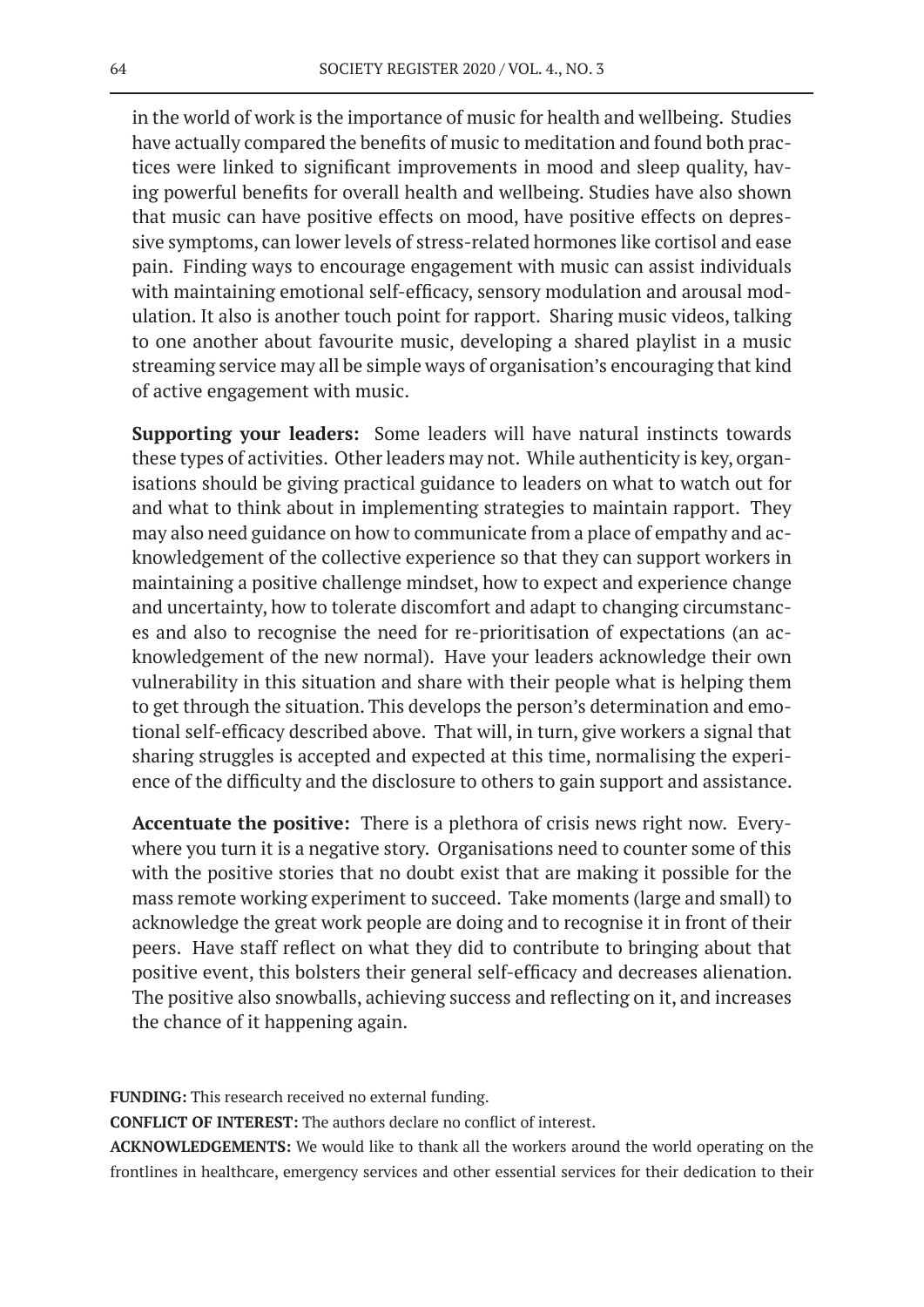in the world of work is the importance of music for health and wellbeing. Studies have actually compared the benefits of music to meditation and found both practices were linked to significant improvements in mood and sleep quality, having powerful benefits for overall health and wellbeing. Studies have also shown that music can have positive effects on mood, have positive effects on depressive symptoms, can lower levels of stress-related hormones like cortisol and ease pain. Finding ways to encourage engagement with music can assist individuals with maintaining emotional self-efficacy, sensory modulation and arousal modulation. It also is another touch point for rapport. Sharing music videos, talking to one another about favourite music, developing a shared playlist in a music streaming service may all be simple ways of organisation's encouraging that kind of active engagement with music.

**Supporting your leaders:** Some leaders will have natural instincts towards these types of activities. Other leaders may not. While authenticity is key, organisations should be giving practical guidance to leaders on what to watch out for and what to think about in implementing strategies to maintain rapport. They may also need guidance on how to communicate from a place of empathy and acknowledgement of the collective experience so that they can support workers in maintaining a positive challenge mindset, how to expect and experience change and uncertainty, how to tolerate discomfort and adapt to changing circumstances and also to recognise the need for re-prioritisation of expectations (an acknowledgement of the new normal). Have your leaders acknowledge their own vulnerability in this situation and share with their people what is helping them to get through the situation. This develops the person's determination and emotional self-efficacy described above. That will, in turn, give workers a signal that sharing struggles is accepted and expected at this time, normalising the experience of the difficulty and the disclosure to others to gain support and assistance.

**Accentuate the positive:** There is a plethora of crisis news right now. Everywhere you turn it is a negative story. Organisations need to counter some of this with the positive stories that no doubt exist that are making it possible for the mass remote working experiment to succeed. Take moments (large and small) to acknowledge the great work people are doing and to recognise it in front of their peers. Have staff reflect on what they did to contribute to bringing about that positive event, this bolsters their general self-efficacy and decreases alienation. The positive also snowballs, achieving success and reflecting on it, and increases the chance of it happening again.

**FUNDING:** This research received no external funding.

**CONFLICT OF INTEREST:** The authors declare no conflict of interest.

**ACKNOWLEDGEMENTS:** We would like to thank all the workers around the world operating on the frontlines in healthcare, emergency services and other essential services for their dedication to their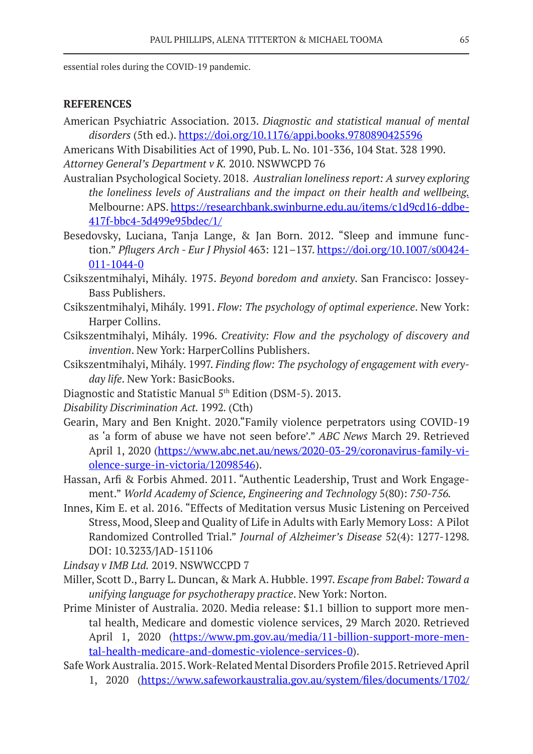essential roles during the COVID-19 pandemic.

## REFERENCES

American Psychiatric Association. 2013. *Diagnostic and statistical manual of mental disorders* (5th ed.). https://doi.org/10.1176/appi.books.9780890425596

Americans With Disabilities Act of 1990, Pub. L. No. 101-336, 104 Stat. 328 1990.

*Attorney General's Department v K.* 2010. NSWWCPD 76

Australian Psychological Society. 2018. *Australian loneliness report: A survey exploring the loneliness levels of Australians and the impact on their health and wellbeing.* Melbourne: APS. https://researchbank.swinburne.edu.au/items/c1d9cd16-ddbe-417f-bbc4-3d499e95bdec/1/

Besedovsky, Luciana, Tanja Lange, & Jan Born. 2012. "Sleep and immune function." *Pflugers Arch - Eur J Physiol* 463: 121–137. https://doi.org/10.1007/s00424-011-1044-0

Csikszentmihalyi, Mihály. 1975. *Beyond boredom and anxiety*. San Francisco: Jossey-Bass Publishers.

Csikszentmihalyi, Mihály. 1991. *Flow: The psychology of optimal experience*. New York: Harper Collins.

Csikszentmihalyi, Mihály. 1996. *Creativity: Flow and the psychology of discovery and invention*. New York: HarperCollins Publishers.

Csikszentmihalyi, Mihály. 1997. *Finding flow: The psychology of engagement with everyday life*. New York: BasicBooks.

Diagnostic and Statistic Manual 5th Edition (DSM-5). 2013.

*Disability Discrimination Act.* 1992. (Cth)

Gearin, Mary and Ben Knight. 2020."Family violence perpetrators using COVID-19 as 'a form of abuse we have not seen before'." *ABC News* March 29. Retrieved April 1, 2020 (https://www.abc.net.au/news/2020-03-29/coronavirus-family-violence-surge-in-victoria/12098546).

Hassan, Arfi & Forbis Ahmed. 2011. "Authentic Leadership, Trust and Work Engagement." *World Academy of Science, Engineering and Technology* 5(80): *750-756.*

Innes, Kim E. et al. 2016. "Effects of Meditation versus Music Listening on Perceived Stress, Mood, Sleep and Quality of Life in Adults with Early Memory Loss: A Pilot Randomized Controlled Trial." *Journal of Alzheimer's Disease* 52(4): 1277-1298. DOI: 10.3233/JAD-151106

*Lindsay v IMB Ltd.* 2019. NSWWCCPD 7

Miller, Scott D., Barry L. Duncan, & Mark A. Hubble. 1997. *Escape from Babel: Toward a unifying language for psychotherapy practice*. New York: Norton.

Prime Minister of Australia. 2020. Media release: $1.1 billion to support more mental health, Medicare and domestic violence services, 29 March 2020. Retrieved April 1, 2020 (https://www.pm.gov.au/media/11-billion-support-more-mental-health-medicare-and-domestic-violence-services-0).

Safe Work Australia. 2015. Work-Related Mental Disorders Profile 2015. Retrieved April 1, 2020 (https://www.safeworkaustralia.gov.au/system/files/documents/1702/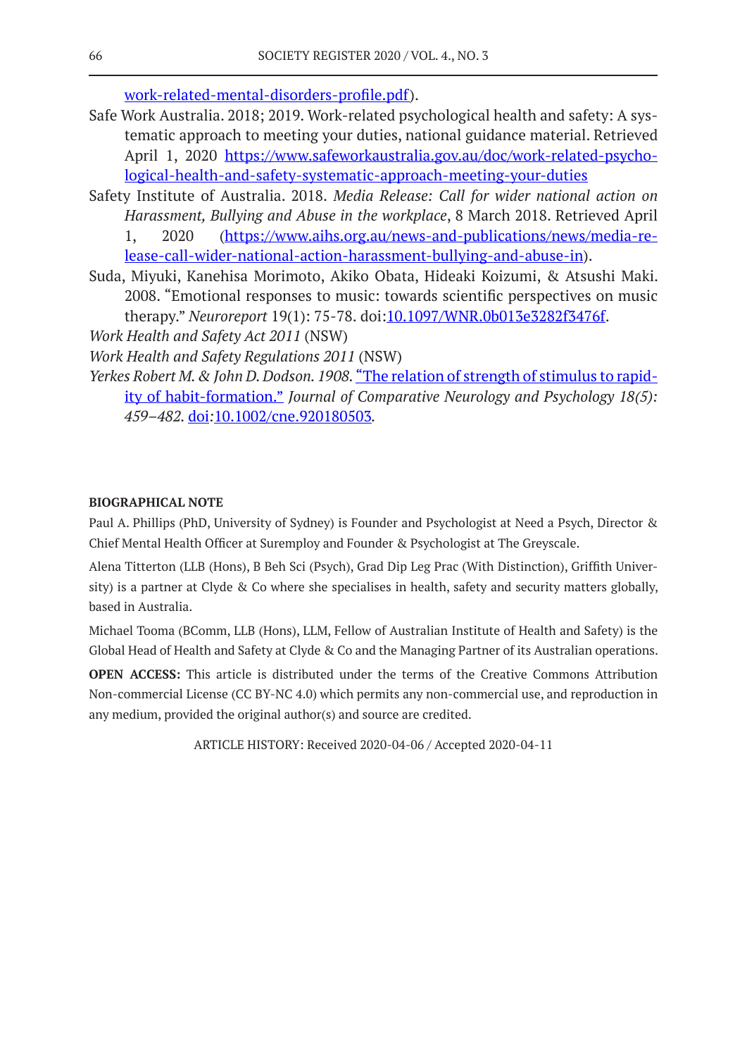work-related-mental-disorders-profile.pdf).

Safe Work Australia. 2018; 2019. Work-related psychological health and safety: A systematic approach to meeting your duties, national guidance material. Retrieved April 1, 2020 https://www.safeworkaustralia.gov.au/doc/work-related-psychological-health-and-safety-systematic-approach-meeting-your-duties

Safety Institute of Australia. 2018. *Media Release: Call for wider national action on Harassment, Bullying and Abuse in the workplace*, 8 March 2018. Retrieved April 1, 2020 (https://www.aihs.org.au/news-and-publications/news/media-release-call-wider-national-action-harassment-bullying-and-abuse-in).

Suda, Miyuki, Kanehisa Morimoto, Akiko Obata, Hideaki Koizumi, & Atsushi Maki. 2008. "Emotional responses to music: towards scientific perspectives on music therapy." *Neuroreport* 19(1): 75-78. doi:10.1097/WNR.0b013e3282f3476f.

*Work Health and Safety Act 2011* (NSW)

*Work Health and Safety Regulations 2011* (NSW)

*Yerkes Robert M. & John D. Dodson. 1908.* "The relation of strength of stimulus to rapidity of habit-formation." *Journal of Comparative Neurology and Psychology 18(5): 459–482.* doi:10.1002/cne.920180503*.*

**BIOGRAPHICAL NOTE**

Paul A. Phillips (PhD, University of Sydney) is Founder and Psychologist at Need a Psych, Director & Chief Mental Health Officer at Suremploy and Founder & Psychologist at The Greyscale.

Alena Titterton (LLB (Hons), B Beh Sci (Psych), Grad Dip Leg Prac (With Distinction), Griffith University) is a partner at Clyde & Co where she specialises in health, safety and security matters globally, based in Australia.

Michael Tooma (BComm, LLB (Hons), LLM, Fellow of Australian Institute of Health and Safety) is the Global Head of Health and Safety at Clyde & Co and the Managing Partner of its Australian operations.

**OPEN ACCESS:** This article is distributed under the terms of the Creative Commons Attribution Non-commercial License (CC BY-NC 4.0) which permits any non-commercial use, and reproduction in any medium, provided the original author(s) and source are credited.

ARTICLE HISTORY: Received 2020-04-06 / Accepted 2020-04-11